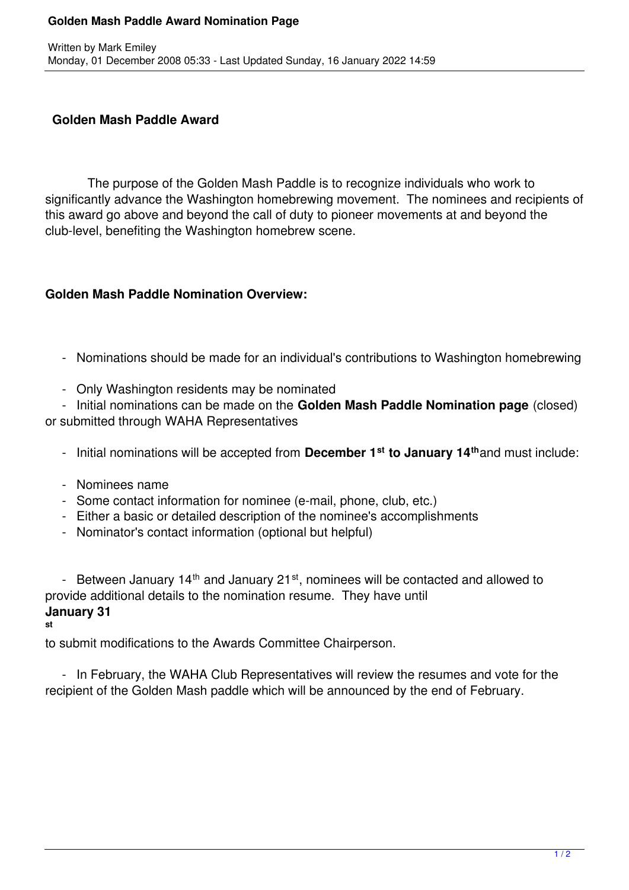**Golden Mash Paddle Award**

The purpose of the Golden Mash Paddle is to recognize individuals who work to significantly advance the Washington homebrewing movement. The nominees and recipients of this award go above and beyond the call of duty to pioneer movements at and beyond the club-level, benefiting the Washington homebrew scene.

**Golden Mash Paddle Nomination Overview:**

- Nominations should be made for an individual's contributions to Washington homebrewing
- Only Washington residents may be nominated
- Initial nominations can be made on the **Golden Mash Paddle Nomination page** (closed) or submitted through WAHA Representatives
- Initial nominations will be accepted from **December 1st to January 14th** and must include:
- Nominees name
- Some contact information for nominee (e-mail, phone, club, etc.)
- Either a basic or detailed description of the nominee's accomplishments
- Nominator's contact information (optional but helpful)

- Between January 14th and January 21st, nominees will be contacted and allowed to provide additional details to the nomination resume. They have until **January 31st** to submit modifications to the Awards Committee Chairperson.

- In February, the WAHA Club Representatives will review the resumes and vote for the recipient of the Golden Mash paddle which will be announced by the end of February.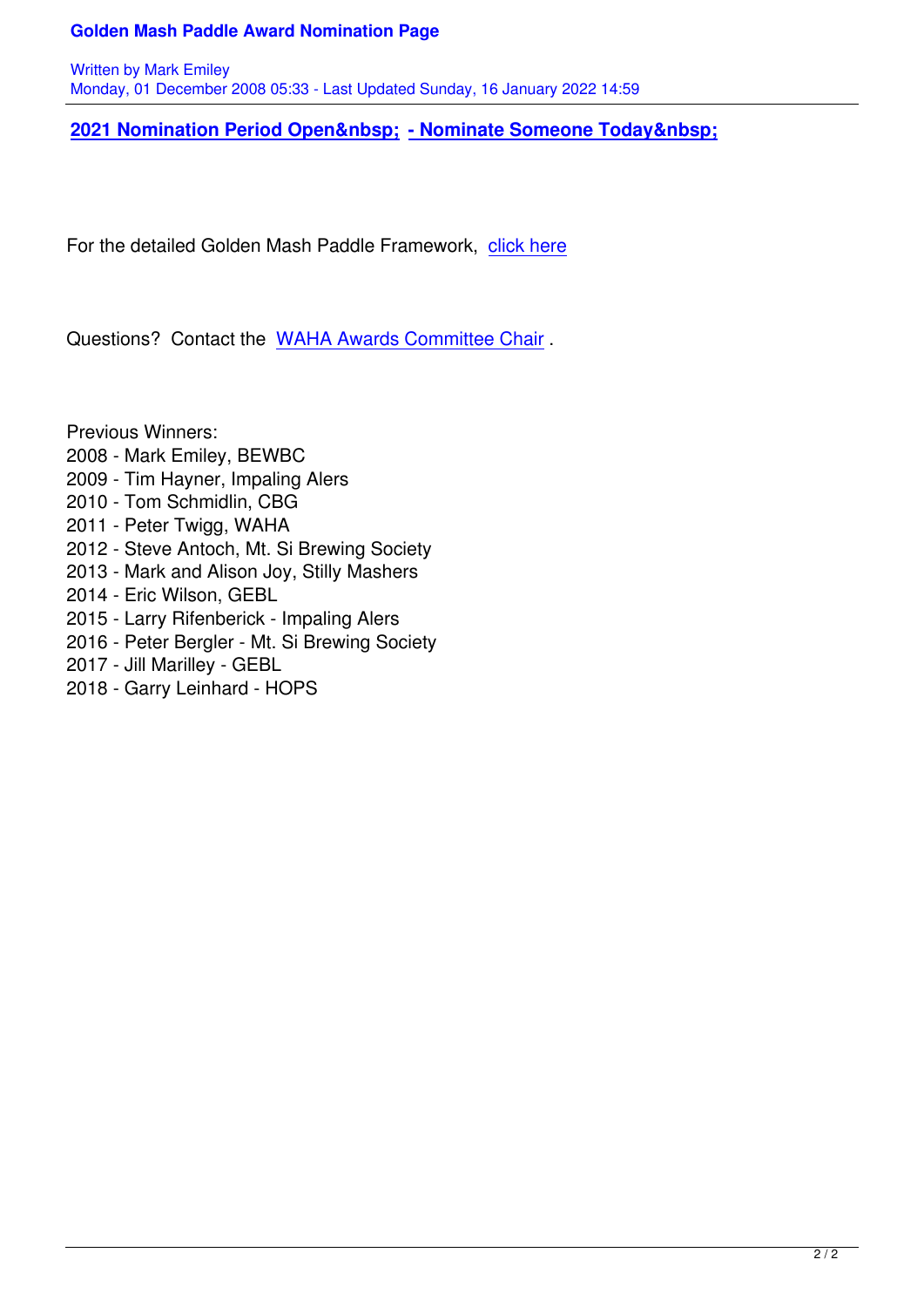**2021 Nomination Period Open&nbsp;** **- Nominate Someone Today&nbsp;**

For the detailed Golden Mash Paddle Framework, click here

Questions? Contact the WAHA Awards Committee Chair .

Previous Winners:
2008 - Mark Emiley, BEWBC
2009 - Tim Hayner, Impaling Alers
2010 - Tom Schmidlin, CBG
2011 - Peter Twigg, WAHA
2012 - Steve Antoch, Mt. Si Brewing Society
2013 - Mark and Alison Joy, Stilly Mashers
2014 - Eric Wilson, GEBL
2015 - Larry Rifenberick - Impaling Alers
2016 - Peter Bergler - Mt. Si Brewing Society
2017 - Jill Marilley - GEBL
2018 - Garry Leinhard - HOPS